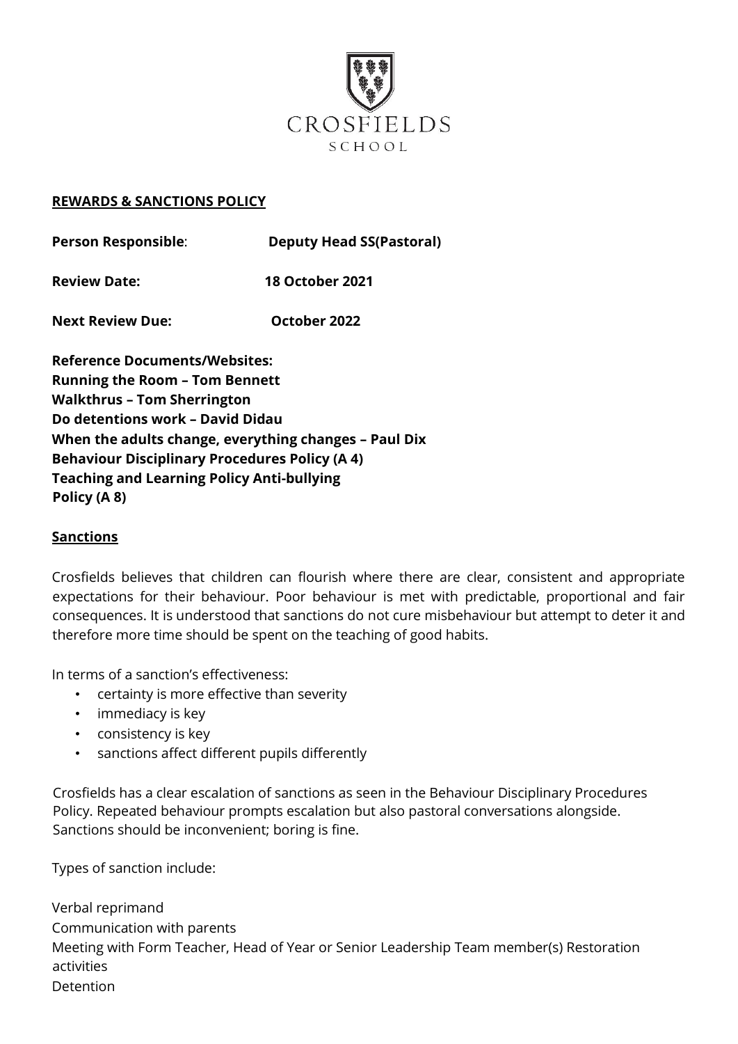CROSFIELDS
SCHOOL

**REWARDS & SANCTIONS POLICY**

**Person Responsible**: **Deputy Head SS(Pastoral)**

**Review Date:** **18 October 2021**

**Next Review Due:** **October 2022**

**Reference Documents/Websites:**
**Running the Room – Tom Bennett**
**Walkthrus – Tom Sherrington**
**Do detentions work – David Didau**
**When the adults change, everything changes – Paul Dix**
**Behaviour Disciplinary Procedures Policy (A 4)**
**Teaching and Learning Policy Anti-bullying**
**Policy (A 8)**

## Sanctions

Crosfields believes that children can flourish where there are clear, consistent and appropriate expectations for their behaviour. Poor behaviour is met with predictable, proportional and fair consequences. It is understood that sanctions do not cure misbehaviour but attempt to deter it and therefore more time should be spent on the teaching of good habits.

In terms of a sanction's effectiveness:

- certainty is more effective than severity
- immediacy is key
- consistency is key
- sanctions affect different pupils differently

Crosfields has a clear escalation of sanctions as seen in the Behaviour Disciplinary Procedures Policy. Repeated behaviour prompts escalation but also pastoral conversations alongside. Sanctions should be inconvenient; boring is fine.

Types of sanction include:

Verbal reprimand
Communication with parents
Meeting with Form Teacher, Head of Year or Senior Leadership Team member(s) Restoration activities
Detention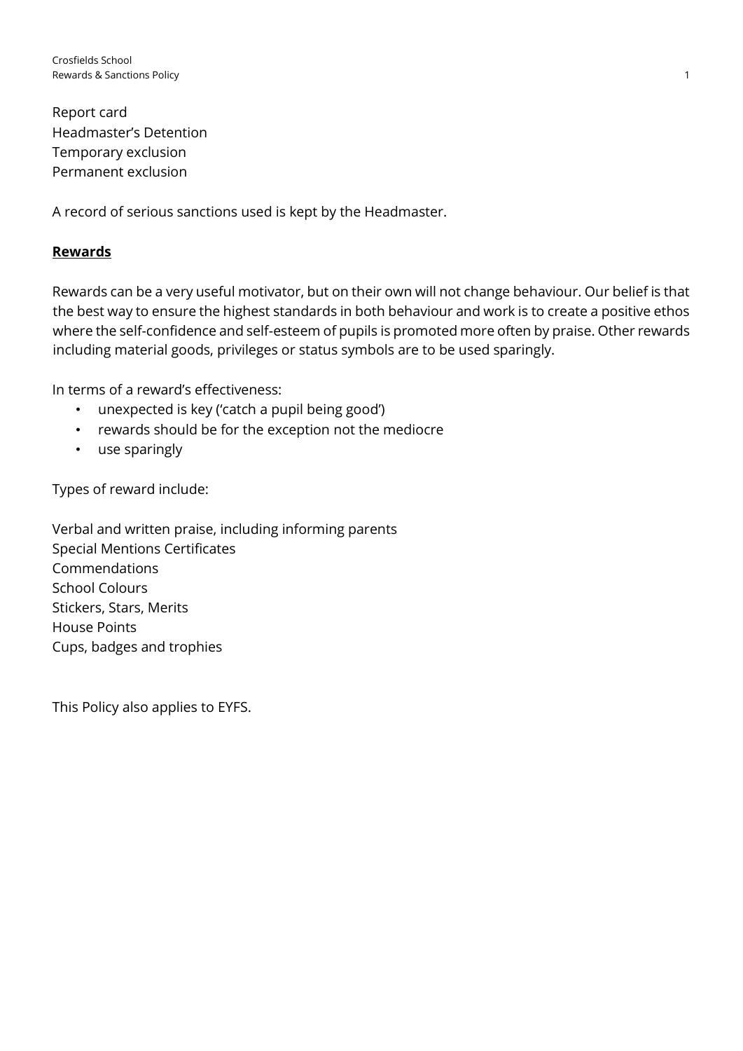Report card  
Headmaster's Detention  
Temporary exclusion  
Permanent exclusion

A record of serious sanctions used is kept by the Headmaster.

## Rewards

Rewards can be a very useful motivator, but on their own will not change behaviour. Our belief is that the best way to ensure the highest standards in both behaviour and work is to create a positive ethos where the self-confidence and self-esteem of pupils is promoted more often by praise. Other rewards including material goods, privileges or status symbols are to be used sparingly.

In terms of a reward's effectiveness:

- unexpected is key ('catch a pupil being good')
- rewards should be for the exception not the mediocre
- use sparingly

Types of reward include:

Verbal and written praise, including informing parents  
Special Mentions Certificates  
Commendations  
School Colours  
Stickers, Stars, Merits  
House Points  
Cups, badges and trophies

This Policy also applies to EYFS.